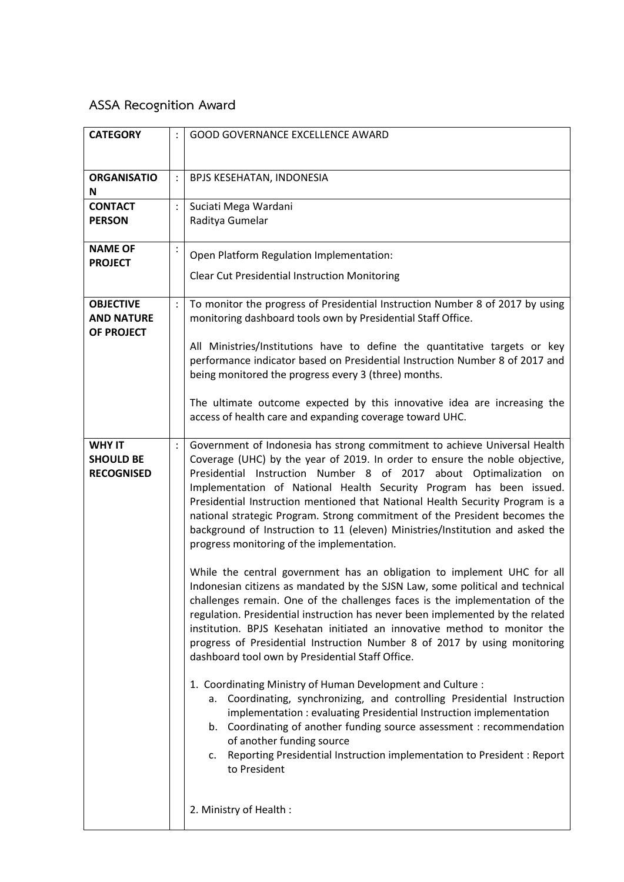# ASSA Recognition Award

| | | |
|---|---|---|
| **CATEGORY** | : | GOOD GOVERNANCE EXCELLENCE AWARD |
| **ORGANISATION** | : | BPJS KESEHATAN, INDONESIA |
| **CONTACT PERSON** | : | Suciati Mega Wardani<br>Raditya Gumelar |
| **NAME OF PROJECT** | : | Open Platform Regulation Implementation:<br><br>Clear Cut Presidential Instruction Monitoring |
| **OBJECTIVE AND NATURE OF PROJECT** | : | To monitor the progress of Presidential Instruction Number 8 of 2017 by using monitoring dashboard tools own by Presidential Staff Office.<br><br>All Ministries/Institutions have to define the quantitative targets or key performance indicator based on Presidential Instruction Number 8 of 2017 and being monitored the progress every 3 (three) months.<br><br>The ultimate outcome expected by this innovative idea are increasing the access of health care and expanding coverage toward UHC. |
| **WHY IT SHOULD BE RECOGNISED** | : | Government of Indonesia has strong commitment to achieve Universal Health Coverage (UHC) by the year of 2019. In order to ensure the noble objective, Presidential Instruction Number 8 of 2017 about Optimalization on Implementation of National Health Security Program has been issued. Presidential Instruction mentioned that National Health Security Program is a national strategic Program. Strong commitment of the President becomes the background of Instruction to 11 (eleven) Ministries/Institution and asked the progress monitoring of the implementation.<br><br>While the central government has an obligation to implement UHC for all Indonesian citizens as mandated by the SJSN Law, some political and technical challenges remain. One of the challenges faces is the implementation of the regulation. Presidential instruction has never been implemented by the related institution. BPJS Kesehatan initiated an innovative method to monitor the progress of Presidential Instruction Number 8 of 2017 by using monitoring dashboard tool own by Presidential Staff Office.<br><br>1. Coordinating Ministry of Human Development and Culture :<br>a. Coordinating, synchronizing, and controlling Presidential Instruction implementation : evaluating Presidential Instruction implementation<br>b. Coordinating of another funding source assessment : recommendation of another funding source<br>c. Reporting Presidential Instruction implementation to President : Report to President<br><br>2. Ministry of Health : |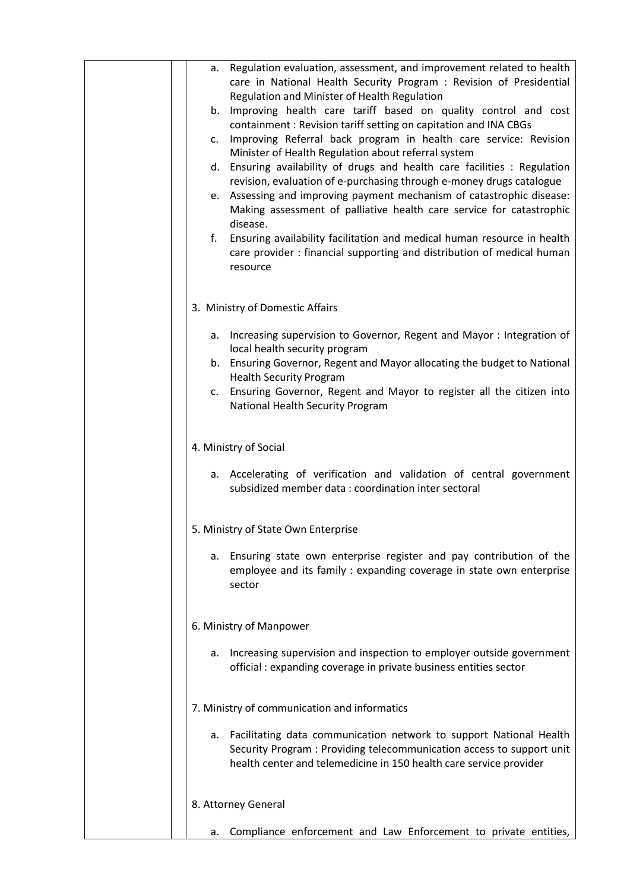a. Regulation evaluation, assessment, and improvement related to health care in National Health Security Program : Revision of Presidential Regulation and Minister of Health Regulation
b. Improving health care tariff based on quality control and cost containment : Revision tariff setting on capitation and INA CBGs
c. Improving Referral back program in health care service: Revision Minister of Health Regulation about referral system
d. Ensuring availability of drugs and health care facilities : Regulation revision, evaluation of e-purchasing through e-money drugs catalogue
e. Assessing and improving payment mechanism of catastrophic disease: Making assessment of palliative health care service for catastrophic disease.
f. Ensuring availability facilitation and medical human resource in health care provider : financial supporting and distribution of medical human resource

3. Ministry of Domestic Affairs

a. Increasing supervision to Governor, Regent and Mayor : Integration of local health security program
b. Ensuring Governor, Regent and Mayor allocating the budget to National Health Security Program
c. Ensuring Governor, Regent and Mayor to register all the citizen into National Health Security Program

4. Ministry of Social

a. Accelerating of verification and validation of central government subsidized member data : coordination inter sectoral

5. Ministry of State Own Enterprise

a. Ensuring state own enterprise register and pay contribution of the employee and its family : expanding coverage in state own enterprise sector

6. Ministry of Manpower

a. Increasing supervision and inspection to employer outside government official : expanding coverage in private business entities sector

7. Ministry of communication and informatics

a. Facilitating data communication network to support National Health Security Program : Providing telecommunication access to support unit health center and telemedicine in 150 health care service provider

8. Attorney General

a. Compliance enforcement and Law Enforcement to private entities,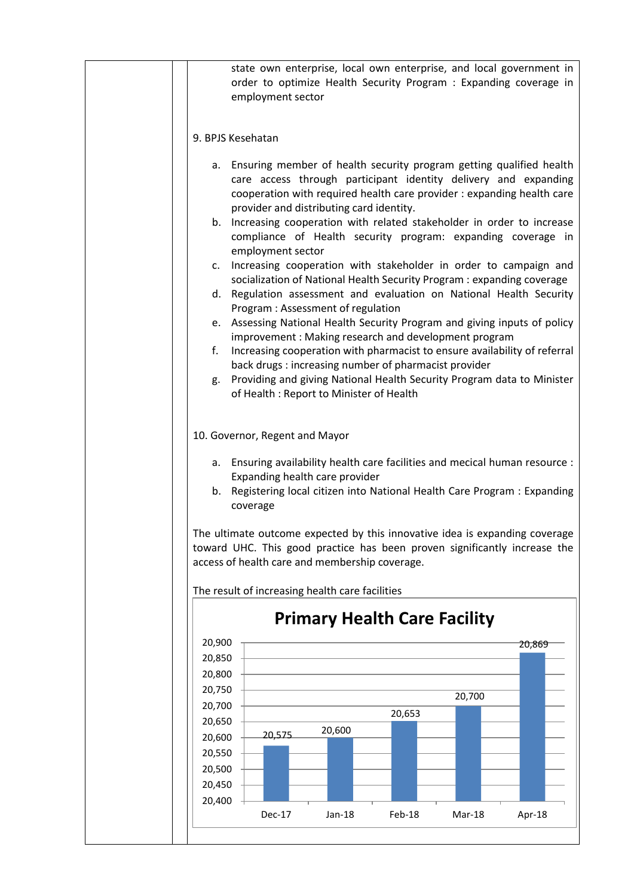state own enterprise, local own enterprise, and local government in order to optimize Health Security Program : Expanding coverage in employment sector

9. BPJS Kesehatan

a. Ensuring member of health security program getting qualified health care access through participant identity delivery and expanding cooperation with required health care provider : expanding health care provider and distributing card identity.
b. Increasing cooperation with related stakeholder in order to increase compliance of Health security program: expanding coverage in employment sector
c. Increasing cooperation with stakeholder in order to campaign and socialization of National Health Security Program : expanding coverage
d. Regulation assessment and evaluation on National Health Security Program : Assessment of regulation
e. Assessing National Health Security Program and giving inputs of policy improvement : Making research and development program
f. Increasing cooperation with pharmacist to ensure availability of referral back drugs : increasing number of pharmacist provider
g. Providing and giving National Health Security Program data to Minister of Health : Report to Minister of Health

10. Governor, Regent and Mayor

a. Ensuring availability health care facilities and mecical human resource : Expanding health care provider
b. Registering local citizen into National Health Care Program : Expanding coverage

The ultimate outcome expected by this innovative idea is expanding coverage toward UHC. This good practice has been proven significantly increase the access of health care and membership coverage.

The result of increasing health care facilities

**Primary Health Care Facility**

| Month | Primary Health Care Facility |
|---|---|
| Dec-17 | 20,575 |
| Jan-18 | 20,600 |
| Feb-18 | 20,653 |
| Mar-18 | 20,700 |
| Apr-18 | 20,869 |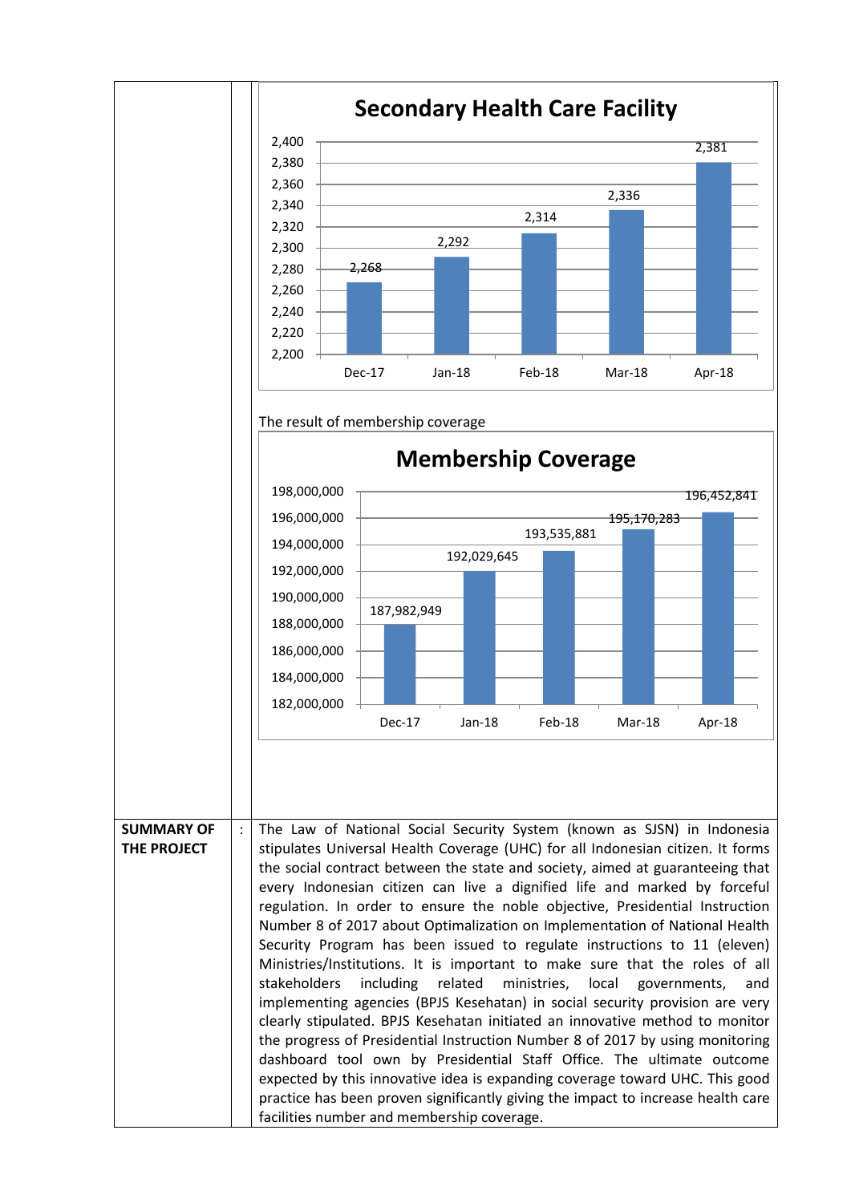**Secondary Health Care Facility**

2,400
2,380
2,360
2,340
2,320
2,300
2,280
2,260
2,240
2,220
2,200

2,268
2,292
2,314
2,336
2,381

Dec-17
Jan-18
Feb-18
Mar-18
Apr-18

The result of membership coverage

**Membership Coverage**

198,000,000
196,000,000
194,000,000
192,000,000
190,000,000
188,000,000
186,000,000
184,000,000
182,000,000

187,982,949
192,029,645
193,535,881
195,170,283
196,452,841

Dec-17
Jan-18
Feb-18
Mar-18
Apr-18

**SUMMARY OF THE PROJECT** :

The Law of National Social Security System (known as SJSN) in Indonesia stipulates Universal Health Coverage (UHC) for all Indonesian citizen. It forms the social contract between the state and society, aimed at guaranteeing that every Indonesian citizen can live a dignified life and marked by forceful regulation. In order to ensure the noble objective, Presidential Instruction Number 8 of 2017 about Optimalization on Implementation of National Health Security Program has been issued to regulate instructions to 11 (eleven) Ministries/Institutions. It is important to make sure that the roles of all stakeholders including related ministries, local governments, and implementing agencies (BPJS Kesehatan) in social security provision are very clearly stipulated. BPJS Kesehatan initiated an innovative method to monitor the progress of Presidential Instruction Number 8 of 2017 by using monitoring dashboard tool own by Presidential Staff Office. The ultimate outcome expected by this innovative idea is expanding coverage toward UHC. This good practice has been proven significantly giving the impact to increase health care facilities number and membership coverage.